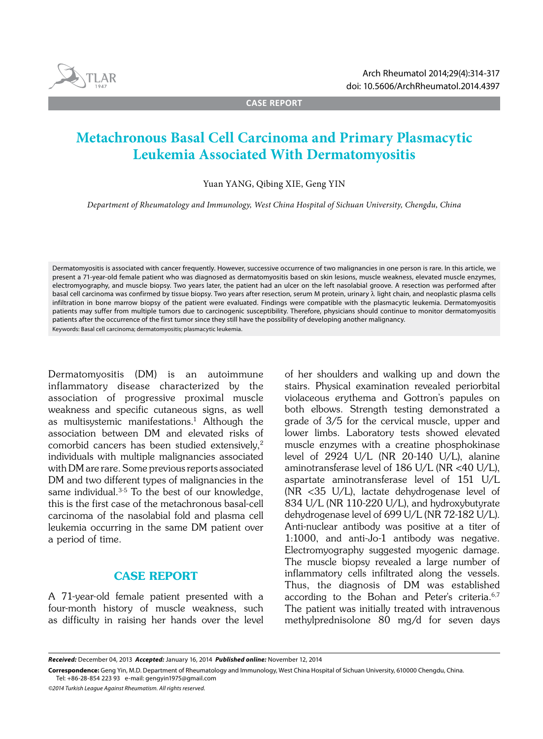CASE REPORT

# Metachronous Basal Cell Carcinoma and Primary Plasmacytic Leukemia Associated With Dermatomyositis

Yuan YANG, Qibing XIE, Geng YIN

*Department of Rheumatology and Immunology, West China Hospital of Sichuan University, Chengdu, China*

Dermatomyositis is associated with cancer frequently. However, successive occurrence of two malignancies in one person is rare. In this article, we present a 71-year-old female patient who was diagnosed as dermatomyositis based on skin lesions, muscle weakness, elevated muscle enzymes, electromyography, and muscle biopsy. Two years later, the patient had an ulcer on the left nasolabial groove. A resection was performed after basal cell carcinoma was confirmed by tissue biopsy. Two years after resection, serum M protein, urinary λ light chain, and neoplastic plasma cells infiltration in bone marrow biopsy of the patient were evaluated. Findings were compatible with the plasmacytic leukemia. Dermatomyositis patients may suffer from multiple tumors due to carcinogenic susceptibility. Therefore, physicians should continue to monitor dermatomyositis patients after the occurrence of the first tumor since they still have the possibility of developing another malignancy.

Keywords: Basal cell carcinoma; dermatomyositis; plasmacytic leukemia.

Dermatomyositis (DM) is an autoimmune inflammatory disease characterized by the association of progressive proximal muscle weakness and specific cutaneous signs, as well as multisystemic manifestations.[1] Although the association between DM and elevated risks of comorbid cancers has been studied extensively,[2] individuals with multiple malignancies associated with DM are rare. Some previous reports associated DM and two different types of malignancies in the same individual.[3-5] To the best of our knowledge, this is the first case of the metachronous basal-cell carcinoma of the nasolabial fold and plasma cell leukemia occurring in the same DM patient over a period of time.

## CASE REPORT

A 71-year-old female patient presented with a four-month history of muscle weakness, such as difficulty in raising her hands over the level of her shoulders and walking up and down the stairs. Physical examination revealed periorbital violaceous erythema and Gottron's papules on both elbows. Strength testing demonstrated a grade of 3/5 for the cervical muscle, upper and lower limbs. Laboratory tests showed elevated muscle enzymes with a creatine phosphokinase level of 2924 U/L (NR 20-140 U/L), alanine aminotransferase level of 186 U/L (NR <40 U/L), aspartate aminotransferase level of 151 U/L (NR <35 U/L), lactate dehydrogenase level of 834 U/L (NR 110-220 U/L), and hydroxybutyrate dehydrogenase level of 699 U/L (NR 72-182 U/L). Anti-nuclear antibody was positive at a titer of 1:1000, and anti-Jo-1 antibody was negative. Electromyography suggested myogenic damage. The muscle biopsy revealed a large number of inflammatory cells infiltrated along the vessels. Thus, the diagnosis of DM was established according to the Bohan and Peter's criteria.[6,7] The patient was initially treated with intravenous methylprednisolone 80 mg/d for seven days

***Received:*** December 04, 2013 ***Accepted:*** January 16, 2014 ***Published online:*** November 12, 2014

**Correspondence:** Geng Yin, M.D. Department of Rheumatology and Immunology, West China Hospital of Sichuan University, 610000 Chengdu, China. Tel: +86-28-854 223 93 e-mail: gengyin1975@gmail.com

*©2014 Turkish League Against Rheumatism. All rights reserved.*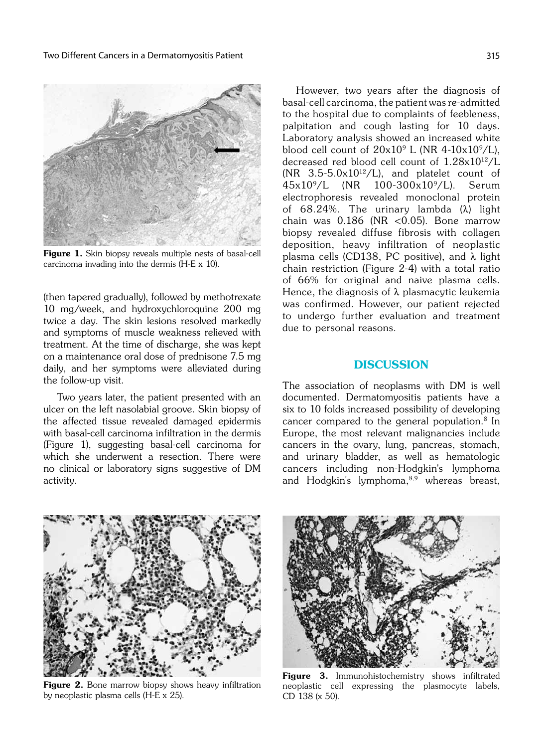Figure 1. Skin biopsy reveals multiple nests of basal-cell carcinoma invading into the dermis (H-E x 10).

(then tapered gradually), followed by methotrexate 10 mg/week, and hydroxychloroquine 200 mg twice a day. The skin lesions resolved markedly and symptoms of muscle weakness relieved with treatment. At the time of discharge, she was kept on a maintenance oral dose of prednisone 7.5 mg daily, and her symptoms were alleviated during the follow-up visit.

Two years later, the patient presented with an ulcer on the left nasolabial groove. Skin biopsy of the affected tissue revealed damaged epidermis with basal-cell carcinoma infiltration in the dermis (Figure 1), suggesting basal-cell carcinoma for which she underwent a resection. There were no clinical or laboratory signs suggestive of DM activity.

However, two years after the diagnosis of basal-cell carcinoma, the patient was re-admitted to the hospital due to complaints of feebleness, palpitation and cough lasting for 10 days. Laboratory analysis showed an increased white blood cell count of $20x10^9$ L (NR $4\text{-}10x10^9$/L), decreased red blood cell count of $1.28x10^{12}$/L (NR $3.5\text{-}5.0x10^{12}$/L), and platelet count of $45x10^9$/L (NR $100\text{-}300x10^9$/L). Serum electrophoresis revealed monoclonal protein of 68.24%. The urinary lambda (λ) light chain was 0.186 (NR <0.05). Bone marrow biopsy revealed diffuse fibrosis with collagen deposition, heavy infiltration of neoplastic plasma cells (CD138, PC positive), and λ light chain restriction (Figure 2-4) with a total ratio of 66% for original and naive plasma cells. Hence, the diagnosis of λ plasmacytic leukemia was confirmed. However, our patient rejected to undergo further evaluation and treatment due to personal reasons.

## DISCUSSION

The association of neoplasms with DM is well documented. Dermatomyositis patients have a six to 10 folds increased possibility of developing cancer compared to the general population.[8] In Europe, the most relevant malignancies include cancers in the ovary, lung, pancreas, stomach, and urinary bladder, as well as hematologic cancers including non-Hodgkin's lymphoma and Hodgkin's lymphoma,[8,9] whereas breast,

Figure 2. Bone marrow biopsy shows heavy infiltration by neoplastic plasma cells (H-E x 25).

Figure 3. Immunohistochemistry shows infiltrated neoplastic cell expressing the plasmocyte labels, CD 138 (x 50).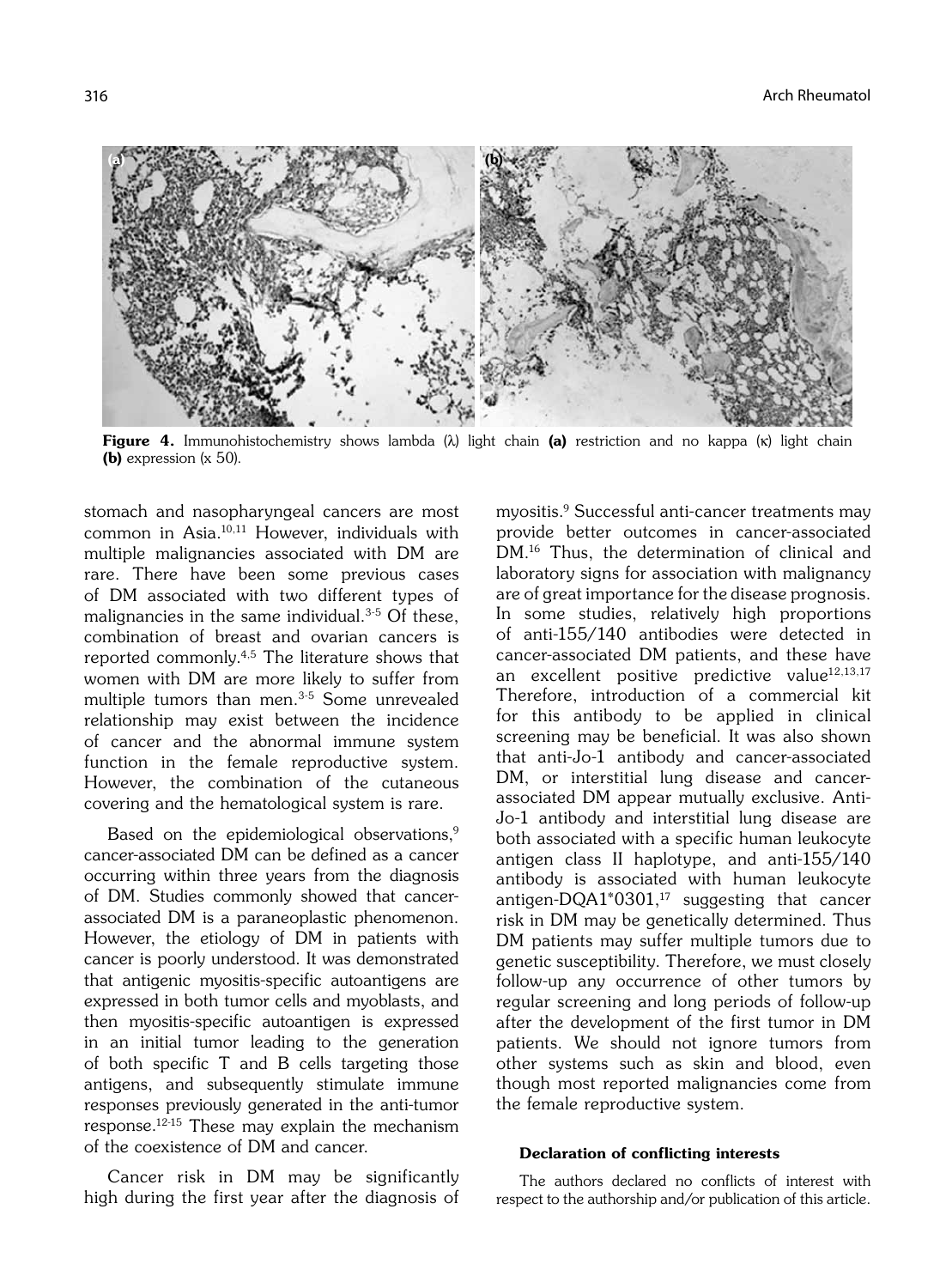**Figure 4.** Immunohistochemistry shows lambda (λ) light chain **(a)** restriction and no kappa (κ) light chain **(b)** expression (x 50).

stomach and nasopharyngeal cancers are most common in Asia.[10,11] However, individuals with multiple malignancies associated with DM are rare. There have been some previous cases of DM associated with two different types of malignancies in the same individual.[3-5] Of these, combination of breast and ovarian cancers is reported commonly.[4,5] The literature shows that women with DM are more likely to suffer from multiple tumors than men.[3-5] Some unrevealed relationship may exist between the incidence of cancer and the abnormal immune system function in the female reproductive system. However, the combination of the cutaneous covering and the hematological system is rare.

Based on the epidemiological observations,[9] cancer-associated DM can be defined as a cancer occurring within three years from the diagnosis of DM. Studies commonly showed that cancer-associated DM is a paraneoplastic phenomenon. However, the etiology of DM in patients with cancer is poorly understood. It was demonstrated that antigenic myositis-specific autoantigens are expressed in both tumor cells and myoblasts, and then myositis-specific autoantigen is expressed in an initial tumor leading to the generation of both specific T and B cells targeting those antigens, and subsequently stimulate immune responses previously generated in the anti-tumor response.[12-15] These may explain the mechanism of the coexistence of DM and cancer.

Cancer risk in DM may be significantly high during the first year after the diagnosis of myositis.[9] Successful anti-cancer treatments may provide better outcomes in cancer-associated DM.[16] Thus, the determination of clinical and laboratory signs for association with malignancy are of great importance for the disease prognosis. In some studies, relatively high proportions of anti-155/140 antibodies were detected in cancer-associated DM patients, and these have an excellent positive predictive value[12,13,17] Therefore, introduction of a commercial kit for this antibody to be applied in clinical screening may be beneficial. It was also shown that anti-Jo-1 antibody and cancer-associated DM, or interstitial lung disease and cancer-associated DM appear mutually exclusive. Anti-Jo-1 antibody and interstitial lung disease are both associated with a specific human leukocyte antigen class II haplotype, and anti-155/140 antibody is associated with human leukocyte antigen-DQA1*0301,[17] suggesting that cancer risk in DM may be genetically determined. Thus DM patients may suffer multiple tumors due to genetic susceptibility. Therefore, we must closely follow-up any occurrence of other tumors by regular screening and long periods of follow-up after the development of the first tumor in DM patients. We should not ignore tumors from other systems such as skin and blood, even though most reported malignancies come from the female reproductive system.

#### Declaration of conflicting interests

The authors declared no conflicts of interest with respect to the authorship and/or publication of this article.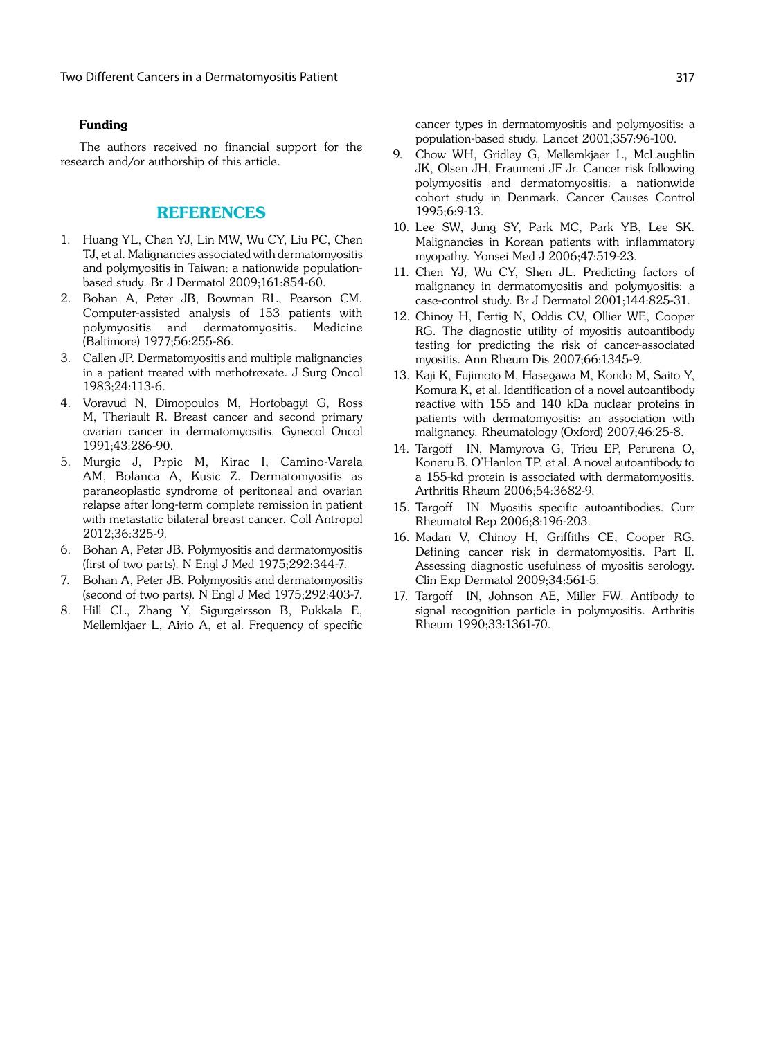### Funding

The authors received no financial support for the research and/or authorship of this article.

## REFERENCES

1. Huang YL, Chen YJ, Lin MW, Wu CY, Liu PC, Chen TJ, et al. Malignancies associated with dermatomyositis and polymyositis in Taiwan: a nationwide population-based study. Br J Dermatol 2009;161:854-60.
2. Bohan A, Peter JB, Bowman RL, Pearson CM. Computer-assisted analysis of 153 patients with polymyositis and dermatomyositis. Medicine (Baltimore) 1977;56:255-86.
3. Callen JP. Dermatomyositis and multiple malignancies in a patient treated with methotrexate. J Surg Oncol 1983;24:113-6.
4. Voravud N, Dimopoulos M, Hortobagyi G, Ross M, Theriault R. Breast cancer and second primary ovarian cancer in dermatomyositis. Gynecol Oncol 1991;43:286-90.
5. Murgic J, Prpic M, Kirac I, Camino-Varela AM, Bolanca A, Kusic Z. Dermatomyositis as paraneoplastic syndrome of peritoneal and ovarian relapse after long-term complete remission in patient with metastatic bilateral breast cancer. Coll Antropol 2012;36:325-9.
6. Bohan A, Peter JB. Polymyositis and dermatomyositis (first of two parts). N Engl J Med 1975;292:344-7.
7. Bohan A, Peter JB. Polymyositis and dermatomyositis (second of two parts). N Engl J Med 1975;292:403-7.
8. Hill CL, Zhang Y, Sigurgeirsson B, Pukkala E, Mellemkjaer L, Airio A, et al. Frequency of specific cancer types in dermatomyositis and polymyositis: a population-based study. Lancet 2001;357:96-100.
9. Chow WH, Gridley G, Mellemkjaer L, McLaughlin JK, Olsen JH, Fraumeni JF Jr. Cancer risk following polymyositis and dermatomyositis: a nationwide cohort study in Denmark. Cancer Causes Control 1995;6:9-13.
10. Lee SW, Jung SY, Park MC, Park YB, Lee SK. Malignancies in Korean patients with inflammatory myopathy. Yonsei Med J 2006;47:519-23.
11. Chen YJ, Wu CY, Shen JL. Predicting factors of malignancy in dermatomyositis and polymyositis: a case-control study. Br J Dermatol 2001;144:825-31.
12. Chinoy H, Fertig N, Oddis CV, Ollier WE, Cooper RG. The diagnostic utility of myositis autoantibody testing for predicting the risk of cancer-associated myositis. Ann Rheum Dis 2007;66:1345-9.
13. Kaji K, Fujimoto M, Hasegawa M, Kondo M, Saito Y, Komura K, et al. Identification of a novel autoantibody reactive with 155 and 140 kDa nuclear proteins in patients with dermatomyositis: an association with malignancy. Rheumatology (Oxford) 2007;46:25-8.
14. Targoff IN, Mamyrova G, Trieu EP, Perurena O, Koneru B, O'Hanlon TP, et al. A novel autoantibody to a 155-kd protein is associated with dermatomyositis. Arthritis Rheum 2006;54:3682-9.
15. Targoff IN. Myositis specific autoantibodies. Curr Rheumatol Rep 2006;8:196-203.
16. Madan V, Chinoy H, Griffiths CE, Cooper RG. Defining cancer risk in dermatomyositis. Part II. Assessing diagnostic usefulness of myositis serology. Clin Exp Dermatol 2009;34:561-5.
17. Targoff IN, Johnson AE, Miller FW. Antibody to signal recognition particle in polymyositis. Arthritis Rheum 1990;33:1361-70.